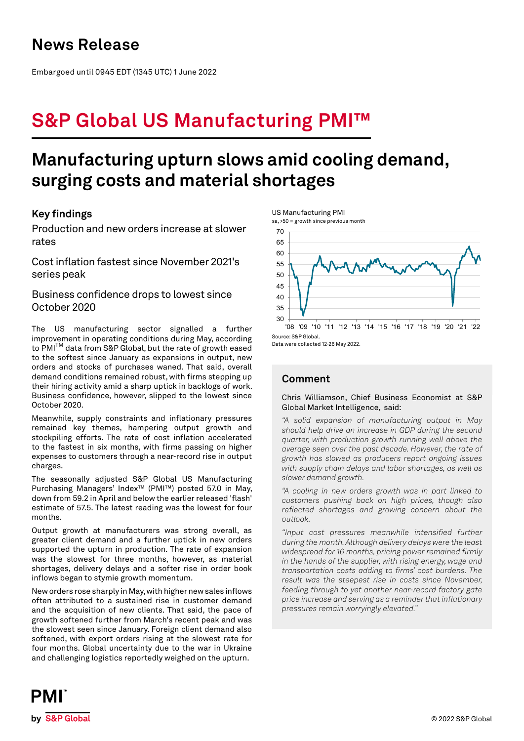# News Release

Embargoed until 0945 EDT (1345 UTC) 1 June 2022

# S&P Global US Manufacturing PMI™

## Manufacturing upturn slows amid cooling demand, surging costs and material shortages

### Key findings

Production and new orders increase at slower rates

Cost inflation fastest since November 2021's series peak

Business confidence drops to lowest since October 2020

The US manufacturing sector signalled a further improvement in operating conditions during May, according to PMI™ data from S&P Global, but the rate of growth eased to the softest since January as expansions in output, new orders and stocks of purchases waned. That said, overall demand conditions remained robust, with firms stepping up their hiring activity amid a sharp uptick in backlogs of work. Business confidence, however, slipped to the lowest since October 2020.

Meanwhile, supply constraints and inflationary pressures remained key themes, hampering output growth and stockpiling efforts. The rate of cost inflation accelerated to the fastest in six months, with firms passing on higher expenses to customers through a near-record rise in output charges.

The seasonally adjusted S&P Global US Manufacturing Purchasing Managers' Index™ (PMI™) posted 57.0 in May, down from 59.2 in April and below the earlier released 'flash' estimate of 57.5. The latest reading was the lowest for four months.

Output growth at manufacturers was strong overall, as greater client demand and a further uptick in new orders supported the upturn in production. The rate of expansion was the slowest for three months, however, as material shortages, delivery delays and a softer rise in order book inflows began to stymie growth momentum.

New orders rose sharply in May, with higher new sales inflows often attributed to a sustained rise in customer demand and the acquisition of new clients. That said, the pace of growth softened further from March's recent peak and was the slowest seen since January. Foreign client demand also softened, with export orders rising at the slowest rate for four months. Global uncertainty due to the war in Ukraine and challenging logistics reportedly weighed on the upturn.

US Manufacturing PMI
sa, >50 = growth since previous month

Source: S&P Global.
Data were collected 12-26 May 2022.

### Comment

Chris Williamson, Chief Business Economist at S&P Global Market Intelligence, said:

*"A solid expansion of manufacturing output in May should help drive an increase in GDP during the second quarter, with production growth running well above the average seen over the past decade. However, the rate of growth has slowed as producers report ongoing issues with supply chain delays and labor shortages, as well as slower demand growth.*

*"A cooling in new orders growth was in part linked to customers pushing back on high prices, though also reflected shortages and growing concern about the outlook.*

*"Input cost pressures meanwhile intensified further during the month. Although delivery delays were the least widespread for 16 months, pricing power remained firmly in the hands of the supplier, with rising energy, wage and transportation costs adding to firms' cost burdens. The result was the steepest rise in costs since November, feeding through to yet another near-record factory gate price increase and serving as a reminder that inflationary pressures remain worryingly elevated."*

© 2022 S&P Global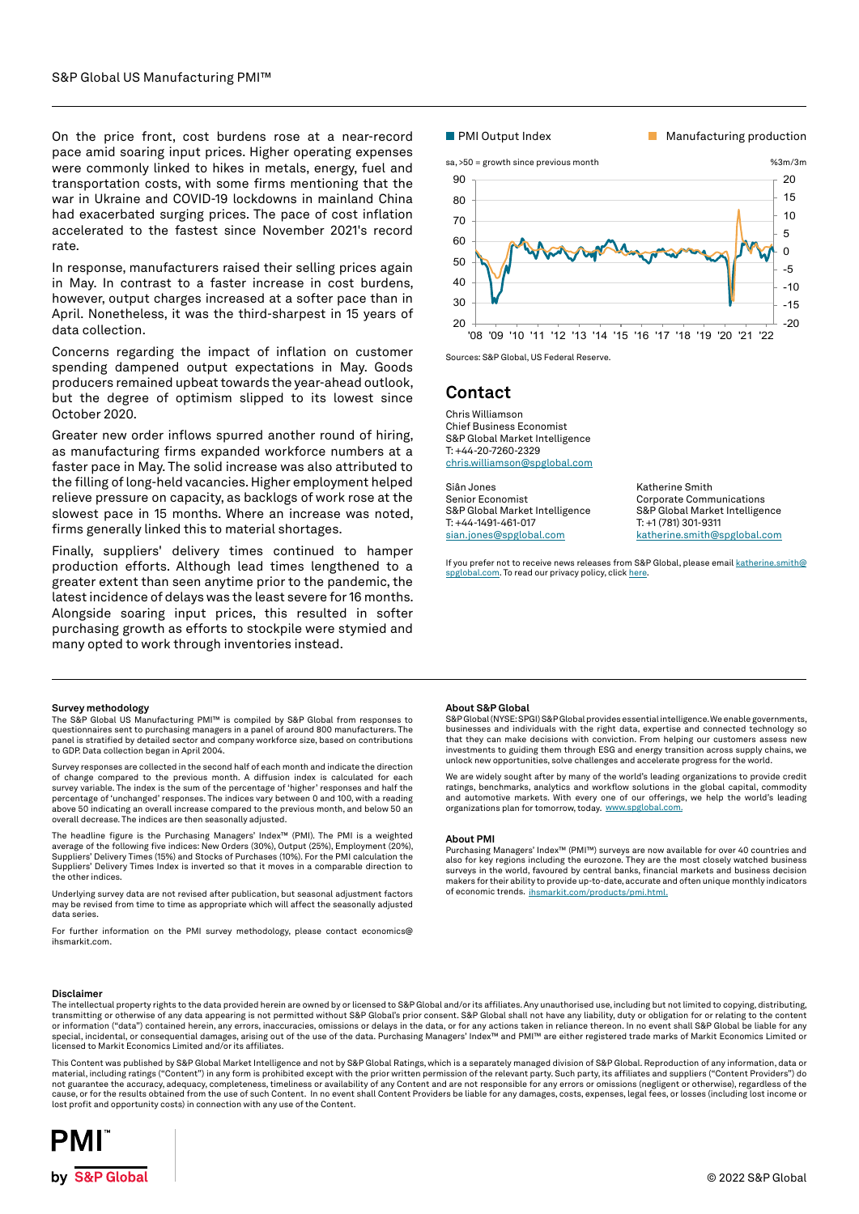On the price front, cost burdens rose at a near-record pace amid soaring input prices. Higher operating expenses were commonly linked to hikes in metals, energy, fuel and transportation costs, with some firms mentioning that the war in Ukraine and COVID-19 lockdowns in mainland China had exacerbated surging prices. The pace of cost inflation accelerated to the fastest since November 2021's record rate.

In response, manufacturers raised their selling prices again in May. In contrast to a faster increase in cost burdens, however, output charges increased at a softer pace than in April. Nonetheless, it was the third-sharpest in 15 years of data collection.

Concerns regarding the impact of inflation on customer spending dampened output expectations in May. Goods producers remained upbeat towards the year-ahead outlook, but the degree of optimism slipped to its lowest since October 2020.

Greater new order inflows spurred another round of hiring, as manufacturing firms expanded workforce numbers at a faster pace in May. The solid increase was also attributed to the filling of long-held vacancies. Higher employment helped relieve pressure on capacity, as backlogs of work rose at the slowest pace in 15 months. Where an increase was noted, firms generally linked this to material shortages.

Finally, suppliers' delivery times continued to hamper production efforts. Although lead times lengthened to a greater extent than seen anytime prior to the pandemic, the latest incidence of delays was the least severe for 16 months. Alongside soaring input prices, this resulted in softer purchasing growth as efforts to stockpile were stymied and many opted to work through inventories instead.

PMI Output Index
Manufacturing production
sa, >50 = growth since previous month
%3m/3m
90 80 70 60 50 40 30 20
20 15 10 5 0 -5 -10 -15 -20
'08 '09 '10 '11 '12 '13 '14 '15 '16 '17 '18 '19 '20 '21 '22

Sources: S&P Global, US Federal Reserve.

## Contact

Chris Williamson
Chief Business Economist
S&P Global Market Intelligence
T: +44-20-7260-2329
chris.williamson@spglobal.com

Siân Jones
Senior Economist
S&P Global Market Intelligence
T: +44-1491-461-017
sian.jones@spglobal.com

Katherine Smith
Corporate Communications
S&P Global Market Intelligence
T: +1 (781) 301-9311
katherine.smith@spglobal.com

If you prefer not to receive news releases from S&P Global, please email katherine.smith@spglobal.com. To read our privacy policy, click here.

### Survey methodology

The S&P Global US Manufacturing PMI™ is compiled by S&P Global from responses to questionnaires sent to purchasing managers in a panel of around 800 manufacturers. The panel is stratified by detailed sector and company workforce size, based on contributions to GDP. Data collection began in April 2004.

Survey responses are collected in the second half of each month and indicate the direction of change compared to the previous month. A diffusion index is calculated for each survey variable. The index is the sum of the percentage of 'higher' responses and half the percentage of 'unchanged' responses. The indices vary between 0 and 100, with a reading above 50 indicating an overall increase compared to the previous month, and below 50 an overall decrease. The indices are then seasonally adjusted.

The headline figure is the Purchasing Managers' Index™ (PMI). The PMI is a weighted average of the following five indices: New Orders (30%), Output (25%), Employment (20%), Suppliers' Delivery Times (15%) and Stocks of Purchases (10%). For the PMI calculation the Suppliers' Delivery Times Index is inverted so that it moves in a comparable direction to the other indices.

Underlying survey data are not revised after publication, but seasonal adjustment factors may be revised from time to time as appropriate which will affect the seasonally adjusted data series.

For further information on the PMI survey methodology, please contact economics@ihsmarkit.com.

### About S&P Global

S&P Global (NYSE: SPGI) S&P Global provides essential intelligence. We enable governments, businesses and individuals with the right data, expertise and connected technology so that they can make decisions with conviction. From helping our customers assess new investments to guiding them through ESG and energy transition across supply chains, we unlock new opportunities, solve challenges and accelerate progress for the world.

We are widely sought after by many of the world's leading organizations to provide credit ratings, benchmarks, analytics and workflow solutions in the global capital, commodity and automotive markets. With every one of our offerings, we help the world's leading organizations plan for tomorrow, today. www.spglobal.com.

### About PMI

Purchasing Managers' Index™ (PMI™) surveys are now available for over 40 countries and also for key regions including the eurozone. They are the most closely watched business surveys in the world, favoured by central banks, financial markets and business decision makers for their ability to provide up-to-date, accurate and often unique monthly indicators of economic trends. ihsmarkit.com/products/pmi.html.

### Disclaimer

The intellectual property rights to the data provided herein are owned by or licensed to S&P Global and/or its affiliates. Any unauthorised use, including but not limited to copying, distributing, transmitting or otherwise of any data appearing is not permitted without S&P Global's prior consent. S&P Global shall not have any liability, duty or obligation for or relating to the content or information ("data") contained herein, any errors, inaccuracies, omissions or delays in the data, or for any actions taken in reliance thereon. In no event shall S&P Global be liable for any special, incidental, or consequential damages, arising out of the use of the data. Purchasing Managers' Index™ and PMI™ are either registered trade marks of Markit Economics Limited or licensed to Markit Economics Limited and/or its affiliates.

This Content was published by S&P Global Market Intelligence and not by S&P Global Ratings, which is a separately managed division of S&P Global. Reproduction of any information, data or material, including ratings ("Content") in any form is prohibited except with the prior written permission of the relevant party. Such party, its affiliates and suppliers ("Content Providers") do not guarantee the accuracy, adequacy, completeness, timeliness or availability of any Content and are not responsible for any errors or omissions (negligent or otherwise), regardless of the cause, or for the results obtained from the use of such Content. In no event shall Content Providers be liable for any damages, costs, expenses, legal fees, or losses (including lost income or lost profit and opportunity costs) in connection with any use of the Content.

PMI™ by S&P Global

© 2022 S&P Global